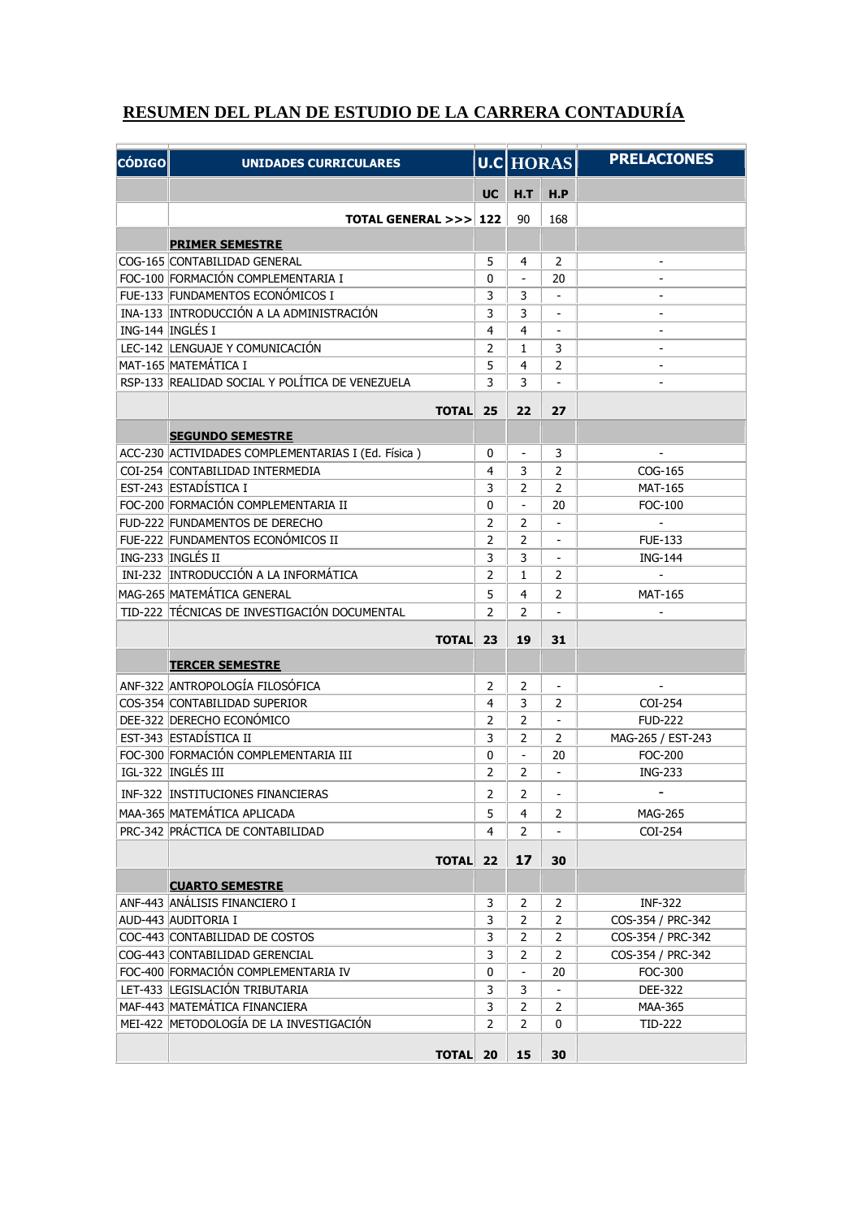# RESUMEN DEL PLAN DE ESTUDIO DE LA CARRERA CONTADURÍA

| CÓDIGO | UNIDADES CURRICULARES | U.C | HORAS | | PRELACIONES |
|---|---|---|---|---|---|
| | | UC | H.T | H.P | |
| | TOTAL GENERAL >>> | 122 | 90 | 168 | |
| | **PRIMER SEMESTRE** | | | | |
| COG-165 | CONTABILIDAD GENERAL | 5 | 4 | 2 | - |
| FOC-100 | FORMACIÓN COMPLEMENTARIA I | 0 | - | 20 | - |
| FUE-133 | FUNDAMENTOS ECONÓMICOS I | 3 | 3 | - | - |
| INA-133 | INTRODUCCIÓN A LA ADMINISTRACIÓN | 3 | 3 | - | - |
| ING-144 | INGLÉS I | 4 | 4 | - | - |
| LEC-142 | LENGUAJE Y COMUNICACIÓN | 2 | 1 | 3 | - |
| MAT-165 | MATEMÁTICA I | 5 | 4 | 2 | - |
| RSP-133 | REALIDAD SOCIAL Y POLÍTICA DE VENEZUELA | 3 | 3 | - | - |
| | **TOTAL** | **25** | **22** | **27** | |
| | **SEGUNDO SEMESTRE** | | | | |
| ACC-230 | ACTIVIDADES COMPLEMENTARIAS I (Ed. Física ) | 0 | - | 3 | - |
| COI-254 | CONTABILIDAD INTERMEDIA | 4 | 3 | 2 | COG-165 |
| EST-243 | ESTADÍSTICA I | 3 | 2 | 2 | MAT-165 |
| FOC-200 | FORMACIÓN COMPLEMENTARIA II | 0 | - | 20 | FOC-100 |
| FUD-222 | FUNDAMENTOS DE DERECHO | 2 | 2 | - | - |
| FUE-222 | FUNDAMENTOS ECONÓMICOS II | 2 | 2 | - | FUE-133 |
| ING-233 | INGLÉS II | 3 | 3 | - | ING-144 |
| INI-232 | INTRODUCCIÓN A LA INFORMÁTICA | 2 | 1 | 2 | - |
| MAG-265 | MATEMÁTICA GENERAL | 5 | 4 | 2 | MAT-165 |
| TID-222 | TÉCNICAS DE INVESTIGACIÓN DOCUMENTAL | 2 | 2 | - | - |
| | **TOTAL** | **23** | **19** | **31** | |
| | **TERCER SEMESTRE** | | | | |
| ANF-322 | ANTROPOLOGÍA FILOSÓFICA | 2 | 2 | - | - |
| COS-354 | CONTABILIDAD SUPERIOR | 4 | 3 | 2 | COI-254 |
| DEE-322 | DERECHO ECONÓMICO | 2 | 2 | - | FUD-222 |
| EST-343 | ESTADÍSTICA II | 3 | 2 | 2 | MAG-265 / EST-243 |
| FOC-300 | FORMACIÓN COMPLEMENTARIA III | 0 | - | 20 | FOC-200 |
| IGL-322 | INGLÉS III | 2 | 2 | - | ING-233 |
| INF-322 | INSTITUCIONES FINANCIERAS | 2 | 2 | - | - |
| MAA-365 | MATEMÁTICA APLICADA | 5 | 4 | 2 | MAG-265 |
| PRC-342 | PRÁCTICA DE CONTABILIDAD | 4 | 2 | - | COI-254 |
| | **TOTAL** | **22** | **17** | **30** | |
| | **CUARTO SEMESTRE** | | | | |
| ANF-443 | ANÁLISIS FINANCIERO I | 3 | 2 | 2 | INF-322 |
| AUD-443 | AUDITORIA I | 3 | 2 | 2 | COS-354 / PRC-342 |
| COC-443 | CONTABILIDAD DE COSTOS | 3 | 2 | 2 | COS-354 / PRC-342 |
| COG-443 | CONTABILIDAD GERENCIAL | 3 | 2 | 2 | COS-354 / PRC-342 |
| FOC-400 | FORMACIÓN COMPLEMENTARIA IV | 0 | - | 20 | FOC-300 |
| LET-433 | LEGISLACIÓN TRIBUTARIA | 3 | 3 | - | DEE-322 |
| MAF-443 | MATEMÁTICA FINANCIERA | 3 | 2 | 2 | MAA-365 |
| MEI-422 | METODOLOGÍA DE LA INVESTIGACIÓN | 2 | 2 | 0 | TID-222 |
| | **TOTAL** | **20** | **15** | **30** | |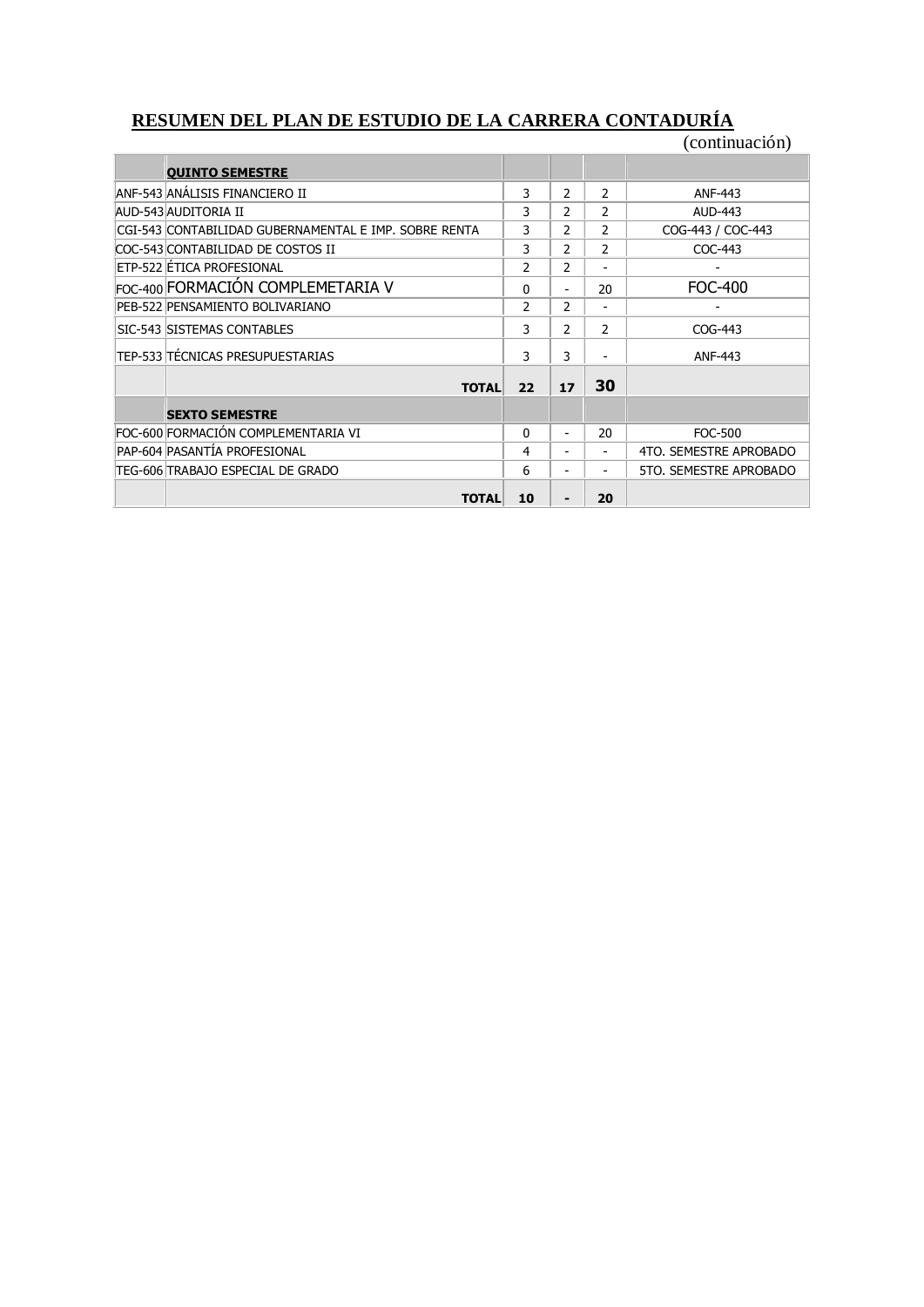## RESUMEN DEL PLAN DE ESTUDIO DE LA CARRERA CONTADURÍA

(continuación)

| | | | | | |
|---|---|---|---|---|---|
| | **QUINTO SEMESTRE** | | | | |
| ANF-543 | ANÁLISIS FINANCIERO II | 3 | 2 | 2 | ANF-443 |
| AUD-543 | AUDITORIA II | 3 | 2 | 2 | AUD-443 |
| CGI-543 | CONTABILIDAD GUBERNAMENTAL E IMP. SOBRE RENTA | 3 | 2 | 2 | COG-443 / COC-443 |
| COC-543 | CONTABILIDAD DE COSTOS II | 3 | 2 | 2 | COC-443 |
| ETP-522 | ÉTICA PROFESIONAL | 2 | 2 | - | - |
| FOC-400 | FORMACIÓN COMPLEMETARIA V | 0 | - | 20 | FOC-400 |
| PEB-522 | PENSAMIENTO BOLIVARIANO | 2 | 2 | - | - |
| SIC-543 | SISTEMAS CONTABLES | 3 | 2 | 2 | COG-443 |
| TEP-533 | TÉCNICAS PRESUPUESTARIAS | 3 | 3 | - | ANF-443 |
| | **TOTAL** | **22** | **17** | **30** | |
| | **SEXTO SEMESTRE** | | | | |
| FOC-600 | FORMACIÓN COMPLEMENTARIA VI | 0 | - | 20 | FOC-500 |
| PAP-604 | PASANTÍA PROFESIONAL | 4 | - | - | 4TO. SEMESTRE APROBADO |
| TEG-606 | TRABAJO ESPECIAL DE GRADO | 6 | - | - | 5TO. SEMESTRE APROBADO |
| | **TOTAL** | **10** | **-** | **20** | |